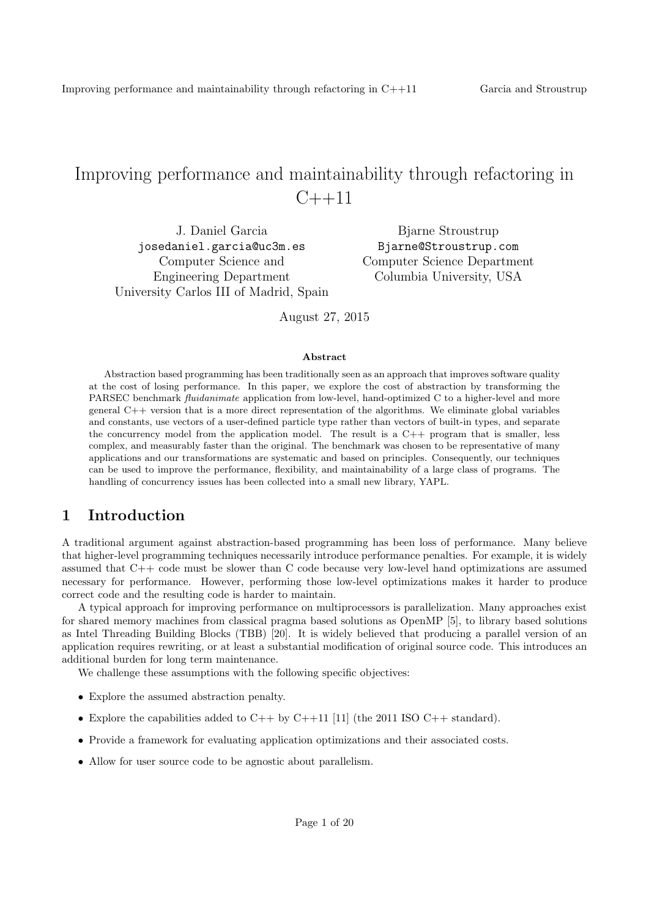# Improving performance and maintainability through refactoring in C++11

J. Daniel Garcia
josedaniel.garcia@uc3m.es
Computer Science and Engineering Department
University Carlos III of Madrid, Spain

Bjarne Stroustrup
Bjarne@Stroustrup.com
Computer Science Department
Columbia University, USA

August 27, 2015

**Abstract**

Abstraction based programming has been traditionally seen as an approach that improves software quality at the cost of losing performance. In this paper, we explore the cost of abstraction by transforming the PARSEC benchmark *fluidanimate* application from low-level, hand-optimized C to a higher-level and more general C++ version that is a more direct representation of the algorithms. We eliminate global variables and constants, use vectors of a user-defined particle type rather than vectors of built-in types, and separate the concurrency model from the application model. The result is a C++ program that is smaller, less complex, and measurably faster than the original. The benchmark was chosen to be representative of many applications and our transformations are systematic and based on principles. Consequently, our techniques can be used to improve the performance, flexibility, and maintainability of a large class of programs. The handling of concurrency issues has been collected into a small new library, YAPL.

## 1 Introduction

A traditional argument against abstraction-based programming has been loss of performance. Many believe that higher-level programming techniques necessarily introduce performance penalties. For example, it is widely assumed that C++ code must be slower than C code because very low-level hand optimizations are assumed necessary for performance. However, performing those low-level optimizations makes it harder to produce correct code and the resulting code is harder to maintain.

A typical approach for improving performance on multiprocessors is parallelization. Many approaches exist for shared memory machines from classical pragma based solutions as OpenMP [5], to library based solutions as Intel Threading Building Blocks (TBB) [20]. It is widely believed that producing a parallel version of an application requires rewriting, or at least a substantial modification of original source code. This introduces an additional burden for long term maintenance.

We challenge these assumptions with the following specific objectives:

- Explore the assumed abstraction penalty.
- Explore the capabilities added to C++ by C++11 [11] (the 2011 ISO C++ standard).
- Provide a framework for evaluating application optimizations and their associated costs.
- Allow for user source code to be agnostic about parallelism.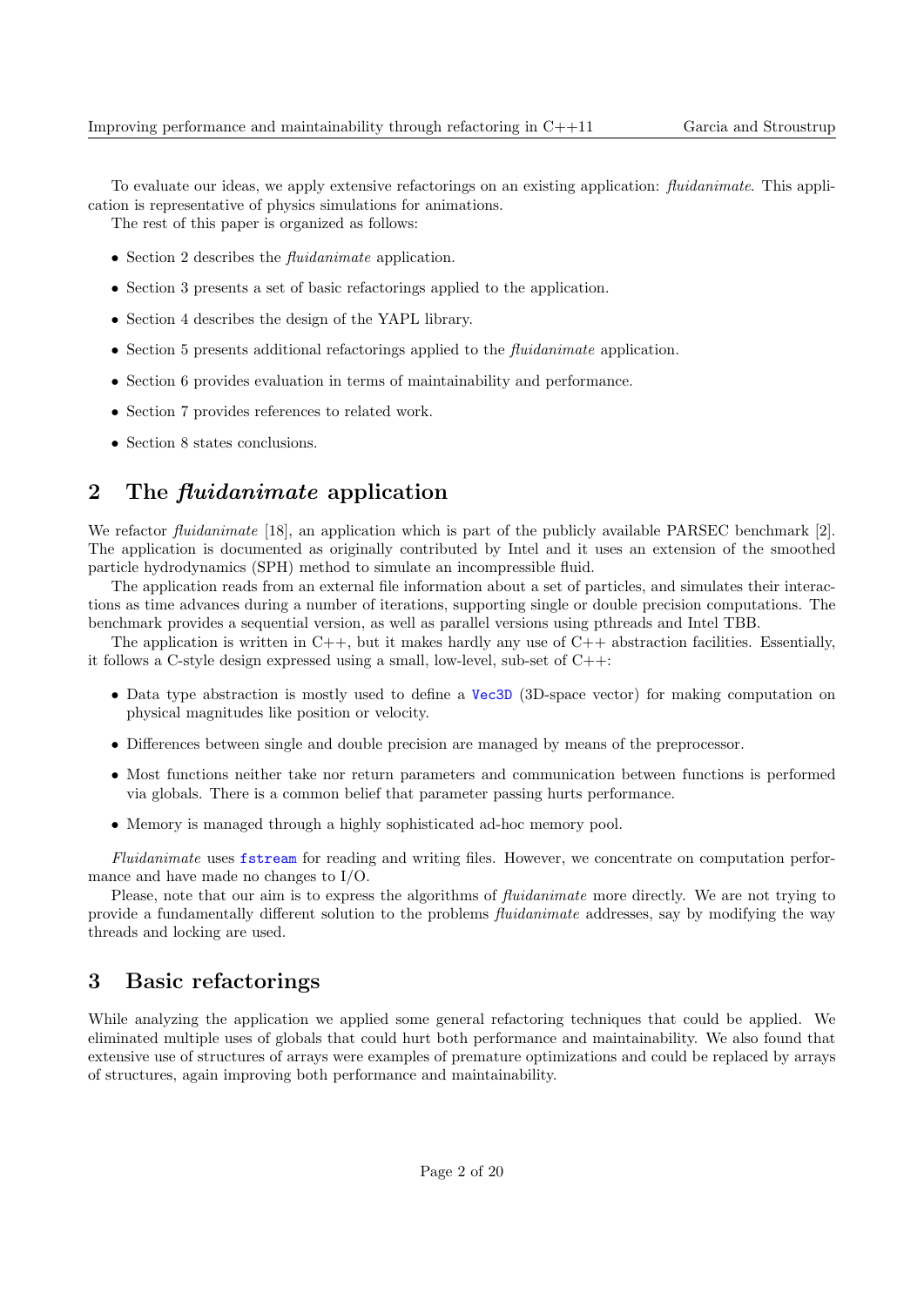To evaluate our ideas, we apply extensive refactorings on an existing application: *fluidanimate*. This application is representative of physics simulations for animations.

The rest of this paper is organized as follows:

- Section 2 describes the *fluidanimate* application.
- Section 3 presents a set of basic refactorings applied to the application.
- Section 4 describes the design of the YAPL library.
- Section 5 presents additional refactorings applied to the *fluidanimate* application.
- Section 6 provides evaluation in terms of maintainability and performance.
- Section 7 provides references to related work.
- Section 8 states conclusions.

## 2 The *fluidanimate* application

We refactor *fluidanimate* [18], an application which is part of the publicly available PARSEC benchmark [2]. The application is documented as originally contributed by Intel and it uses an extension of the smoothed particle hydrodynamics (SPH) method to simulate an incompressible fluid.

The application reads from an external file information about a set of particles, and simulates their interactions as time advances during a number of iterations, supporting single or double precision computations. The benchmark provides a sequential version, as well as parallel versions using pthreads and Intel TBB.

The application is written in C++, but it makes hardly any use of C++ abstraction facilities. Essentially, it follows a C-style design expressed using a small, low-level, sub-set of C++:

- Data type abstraction is mostly used to define a `Vec3D` (3D-space vector) for making computation on physical magnitudes like position or velocity.
- Differences between single and double precision are managed by means of the preprocessor.
- Most functions neither take nor return parameters and communication between functions is performed via globals. There is a common belief that parameter passing hurts performance.
- Memory is managed through a highly sophisticated ad-hoc memory pool.

*Fluidanimate* uses `fstream` for reading and writing files. However, we concentrate on computation performance and have made no changes to I/O.

Please, note that our aim is to express the algorithms of *fluidanimate* more directly. We are not trying to provide a fundamentally different solution to the problems *fluidanimate* addresses, say by modifying the way threads and locking are used.

## 3 Basic refactorings

While analyzing the application we applied some general refactoring techniques that could be applied. We eliminated multiple uses of globals that could hurt both performance and maintainability. We also found that extensive use of structures of arrays were examples of premature optimizations and could be replaced by arrays of structures, again improving both performance and maintainability.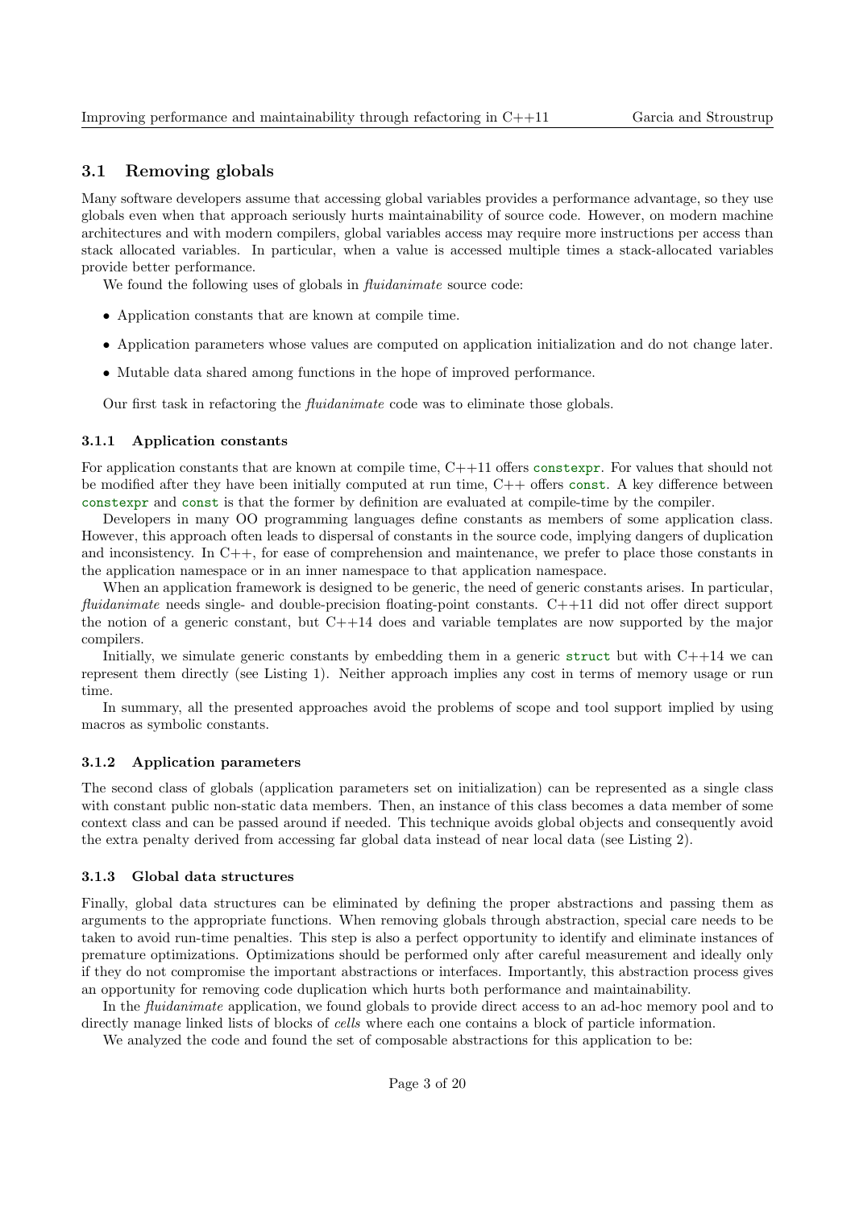## 3.1 Removing globals

Many software developers assume that accessing global variables provides a performance advantage, so they use globals even when that approach seriously hurts maintainability of source code. However, on modern machine architectures and with modern compilers, global variables access may require more instructions per access than stack allocated variables. In particular, when a value is accessed multiple times a stack-allocated variables provide better performance.

We found the following uses of globals in *fluidanimate* source code:

- Application constants that are known at compile time.
- Application parameters whose values are computed on application initialization and do not change later.
- Mutable data shared among functions in the hope of improved performance.

Our first task in refactoring the *fluidanimate* code was to eliminate those globals.

### 3.1.1 Application constants

For application constants that are known at compile time, C++11 offers `constexpr`. For values that should not be modified after they have been initially computed at run time, C++ offers `const`. A key difference between `constexpr` and `const` is that the former by definition are evaluated at compile-time by the compiler.

Developers in many OO programming languages define constants as members of some application class. However, this approach often leads to dispersal of constants in the source code, implying dangers of duplication and inconsistency. In C++, for ease of comprehension and maintenance, we prefer to place those constants in the application namespace or in an inner namespace to that application namespace.

When an application framework is designed to be generic, the need of generic constants arises. In particular, *fluidanimate* needs single- and double-precision floating-point constants. C++11 did not offer direct support the notion of a generic constant, but C++14 does and variable templates are now supported by the major compilers.

Initially, we simulate generic constants by embedding them in a generic `struct` but with C++14 we can represent them directly (see Listing 1). Neither approach implies any cost in terms of memory usage or run time.

In summary, all the presented approaches avoid the problems of scope and tool support implied by using macros as symbolic constants.

### 3.1.2 Application parameters

The second class of globals (application parameters set on initialization) can be represented as a single class with constant public non-static data members. Then, an instance of this class becomes a data member of some context class and can be passed around if needed. This technique avoids global objects and consequently avoid the extra penalty derived from accessing far global data instead of near local data (see Listing 2).

### 3.1.3 Global data structures

Finally, global data structures can be eliminated by defining the proper abstractions and passing them as arguments to the appropriate functions. When removing globals through abstraction, special care needs to be taken to avoid run-time penalties. This step is also a perfect opportunity to identify and eliminate instances of premature optimizations. Optimizations should be performed only after careful measurement and ideally only if they do not compromise the important abstractions or interfaces. Importantly, this abstraction process gives an opportunity for removing code duplication which hurts both performance and maintainability.

In the *fluidanimate* application, we found globals to provide direct access to an ad-hoc memory pool and to directly manage linked lists of blocks of *cells* where each one contains a block of particle information.

We analyzed the code and found the set of composable abstractions for this application to be: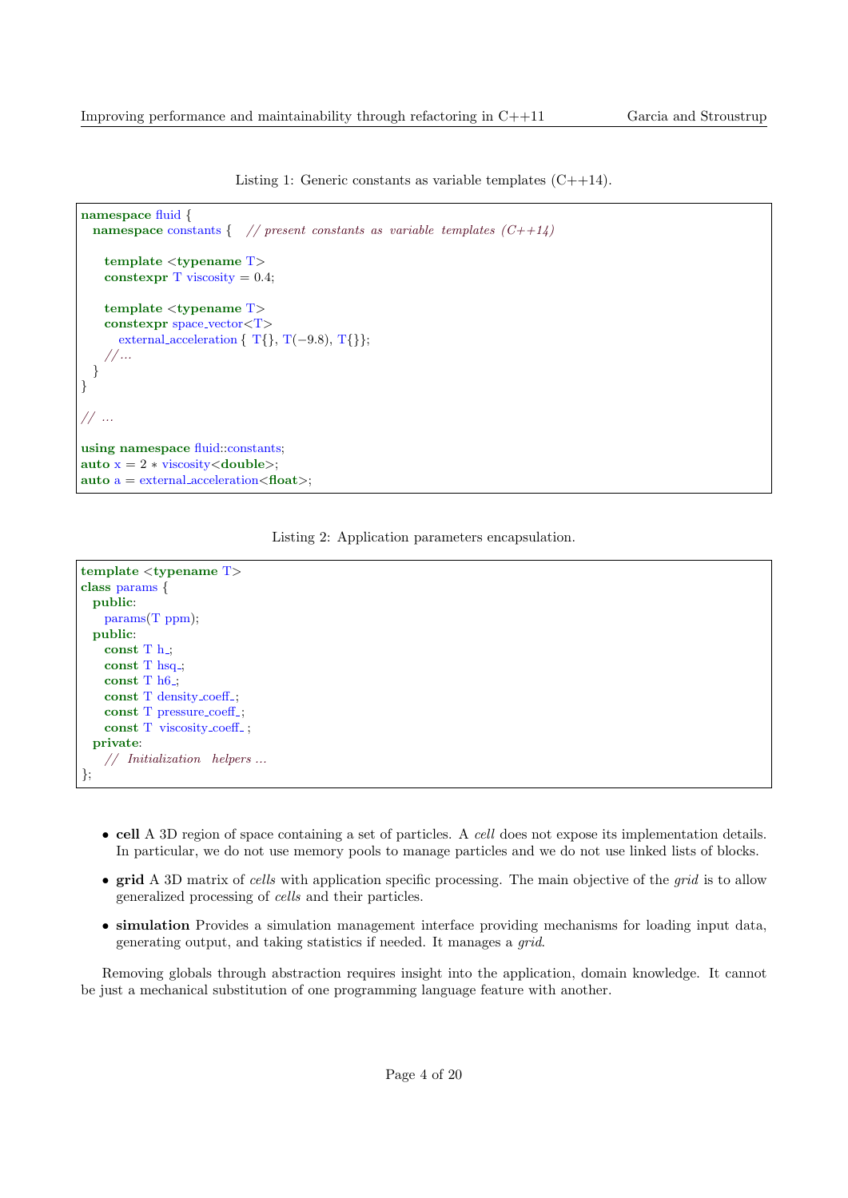Listing 1: Generic constants as variable templates (C++14).

```
namespace fluid {
  namespace constants {   // present constants as variable templates (C++14)

    template <typename T>
    constexpr T viscosity = 0.4;

    template <typename T>
    constexpr space_vector<T>
      external_acceleration { T{}, T(−9.8), T{}};
    //...
  }
}

// ...

using namespace fluid::constants;
auto x = 2 ∗ viscosity<double>;
auto a = external_acceleration<float>;
```

Listing 2: Application parameters encapsulation.

```
template <typename T>
class params {
  public:
    params(T ppm);
  public:
    const T h_;
    const T hsq_;
    const T h6_;
    const T density_coeff_;
    const T pressure_coeff_;
    const T viscosity_coeff_;
  private:
    // Initialization helpers ...
};
```

- **cell** A 3D region of space containing a set of particles. A *cell* does not expose its implementation details. In particular, we do not use memory pools to manage particles and we do not use linked lists of blocks.
- **grid** A 3D matrix of *cells* with application specific processing. The main objective of the *grid* is to allow generalized processing of *cells* and their particles.
- **simulation** Provides a simulation management interface providing mechanisms for loading input data, generating output, and taking statistics if needed. It manages a *grid*.

Removing globals through abstraction requires insight into the application, domain knowledge. It cannot be just a mechanical substitution of one programming language feature with another.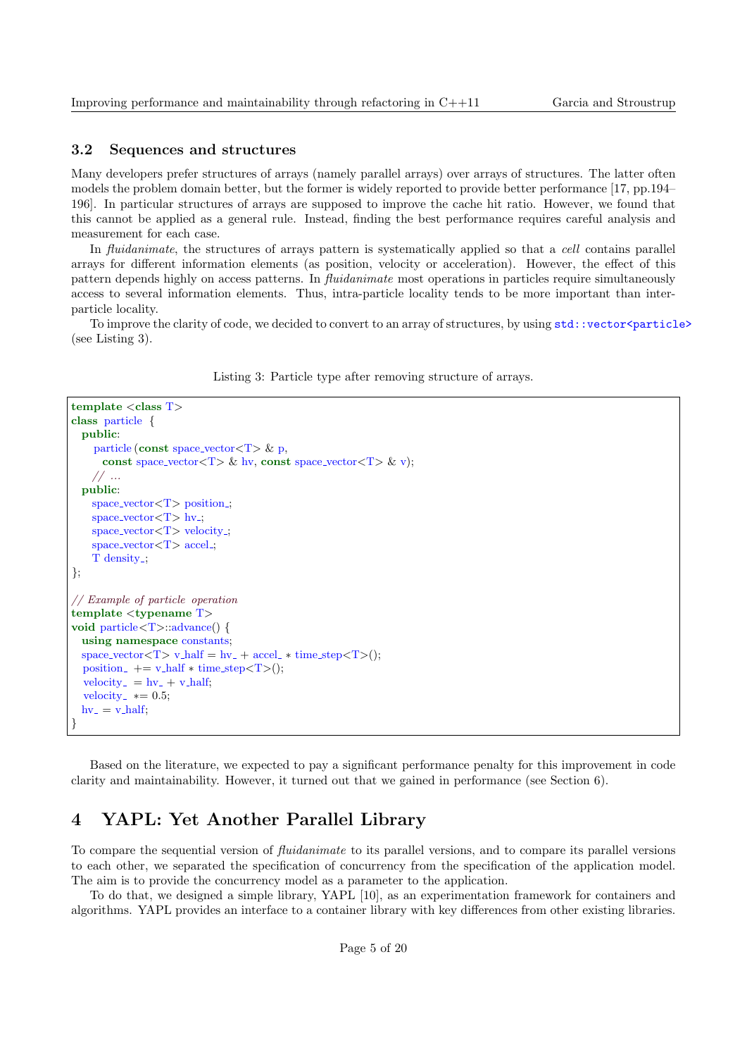### 3.2 Sequences and structures

Many developers prefer structures of arrays (namely parallel arrays) over arrays of structures. The latter often models the problem domain better, but the former is widely reported to provide better performance [17, pp.194–196]. In particular structures of arrays are supposed to improve the cache hit ratio. However, we found that this cannot be applied as a general rule. Instead, finding the best performance requires careful analysis and measurement for each case.

In *fluidanimate*, the structures of arrays pattern is systematically applied so that a *cell* contains parallel arrays for different information elements (as position, velocity or acceleration). However, the effect of this pattern depends highly on access patterns. In *fluidanimate* most operations in particles require simultaneously access to several information elements. Thus, intra-particle locality tends to be more important than inter-particle locality.

To improve the clarity of code, we decided to convert to an array of structures, by using `std::vector<particle>` (see Listing 3).

Listing 3: Particle type after removing structure of arrays.

```
template <class T>
class particle {
  public:
    particle(const space_vector<T> & p,
      const space_vector<T> & hv, const space_vector<T> & v);
    // ...
  public:
    space_vector<T> position_;
    space_vector<T> hv_;
    space_vector<T> velocity_;
    space_vector<T> accel_;
    T density_;
};

// Example of particle operation
template <typename T>
void particle<T>::advance() {
  using namespace constants;
  space_vector<T> v_half = hv_ + accel_ * time_step<T>();
  position_ += v_half * time_step<T>();
  velocity_ = hv_ + v_half;
  velocity_ *= 0.5;
  hv_ = v_half;
}
```

Based on the literature, we expected to pay a significant performance penalty for this improvement in code clarity and maintainability. However, it turned out that we gained in performance (see Section 6).

## 4 YAPL: Yet Another Parallel Library

To compare the sequential version of *fluidanimate* to its parallel versions, and to compare its parallel versions to each other, we separated the specification of concurrency from the specification of the application model. The aim is to provide the concurrency model as a parameter to the application.

To do that, we designed a simple library, YAPL [10], as an experimentation framework for containers and algorithms. YAPL provides an interface to a container library with key differences from other existing libraries.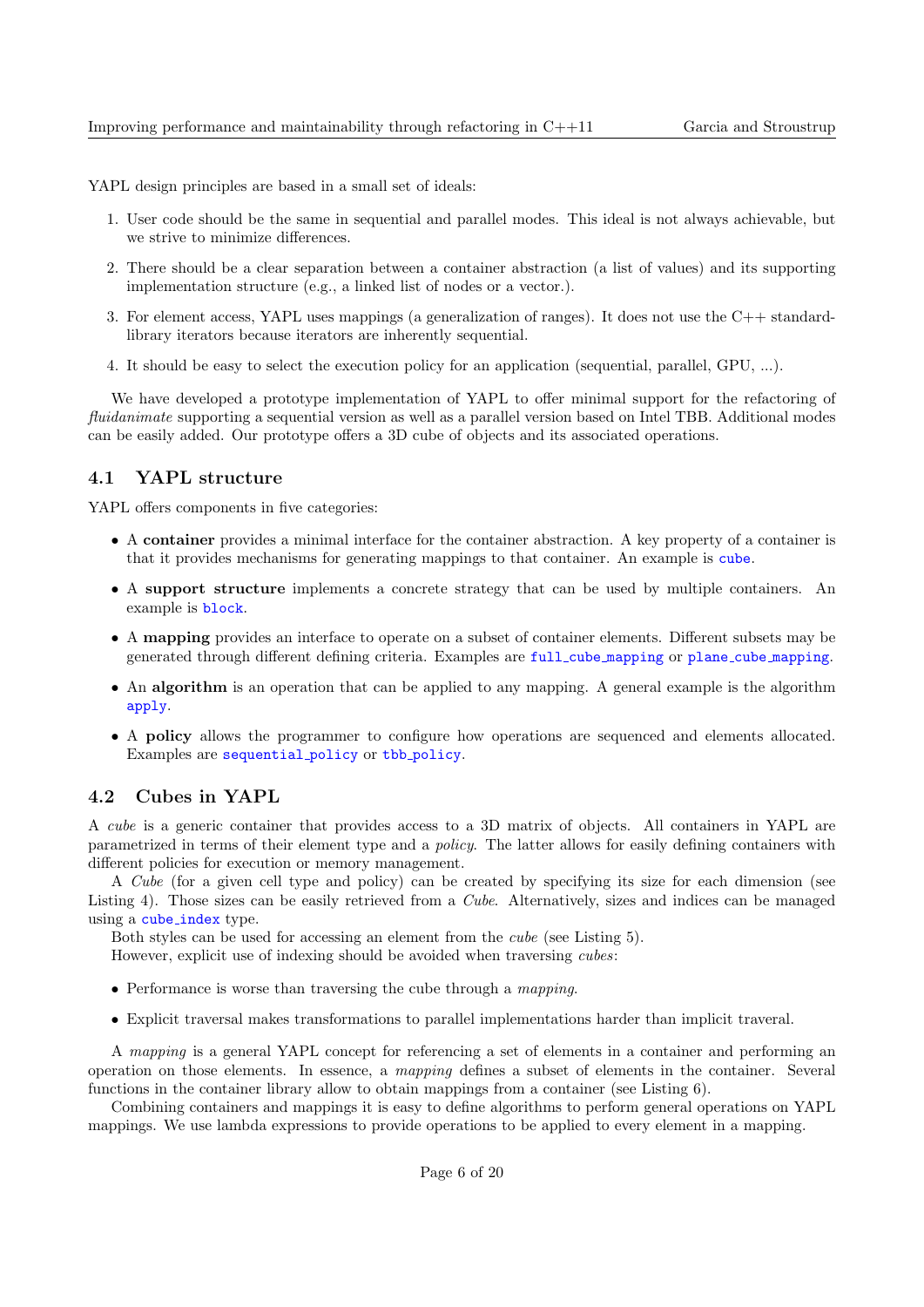YAPL design principles are based in a small set of ideals:

1. User code should be the same in sequential and parallel modes. This ideal is not always achievable, but we strive to minimize differences.
2. There should be a clear separation between a container abstraction (a list of values) and its supporting implementation structure (e.g., a linked list of nodes or a vector.).
3. For element access, YAPL uses mappings (a generalization of ranges). It does not use the C++ standard-library iterators because iterators are inherently sequential.
4. It should be easy to select the execution policy for an application (sequential, parallel, GPU, ...).

We have developed a prototype implementation of YAPL to offer minimal support for the refactoring of *fluidanimate* supporting a sequential version as well as a parallel version based on Intel TBB. Additional modes can be easily added. Our prototype offers a 3D cube of objects and its associated operations.

## 4.1 YAPL structure

YAPL offers components in five categories:

- A **container** provides a minimal interface for the container abstraction. A key property of a container is that it provides mechanisms for generating mappings to that container. An example is `cube`.
- A **support structure** implements a concrete strategy that can be used by multiple containers. An example is `block`.
- A **mapping** provides an interface to operate on a subset of container elements. Different subsets may be generated through different defining criteria. Examples are `full_cube_mapping` or `plane_cube_mapping`.
- An **algorithm** is an operation that can be applied to any mapping. A general example is the algorithm `apply`.
- A **policy** allows the programmer to configure how operations are sequenced and elements allocated. Examples are `sequential_policy` or `tbb_policy`.

## 4.2 Cubes in YAPL

A *cube* is a generic container that provides access to a 3D matrix of objects. All containers in YAPL are parametrized in terms of their element type and a *policy*. The latter allows for easily defining containers with different policies for execution or memory management.

A *Cube* (for a given cell type and policy) can be created by specifying its size for each dimension (see Listing 4). Those sizes can be easily retrieved from a *Cube*. Alternatively, sizes and indices can be managed using a `cube_index` type.

Both styles can be used for accessing an element from the *cube* (see Listing 5).

However, explicit use of indexing should be avoided when traversing *cubes*:

- Performance is worse than traversing the cube through a *mapping*.
- Explicit traversal makes transformations to parallel implementations harder than implicit traveral.

A *mapping* is a general YAPL concept for referencing a set of elements in a container and performing an operation on those elements. In essence, a *mapping* defines a subset of elements in the container. Several functions in the container library allow to obtain mappings from a container (see Listing 6).

Combining containers and mappings it is easy to define algorithms to perform general operations on YAPL mappings. We use lambda expressions to provide operations to be applied to every element in a mapping.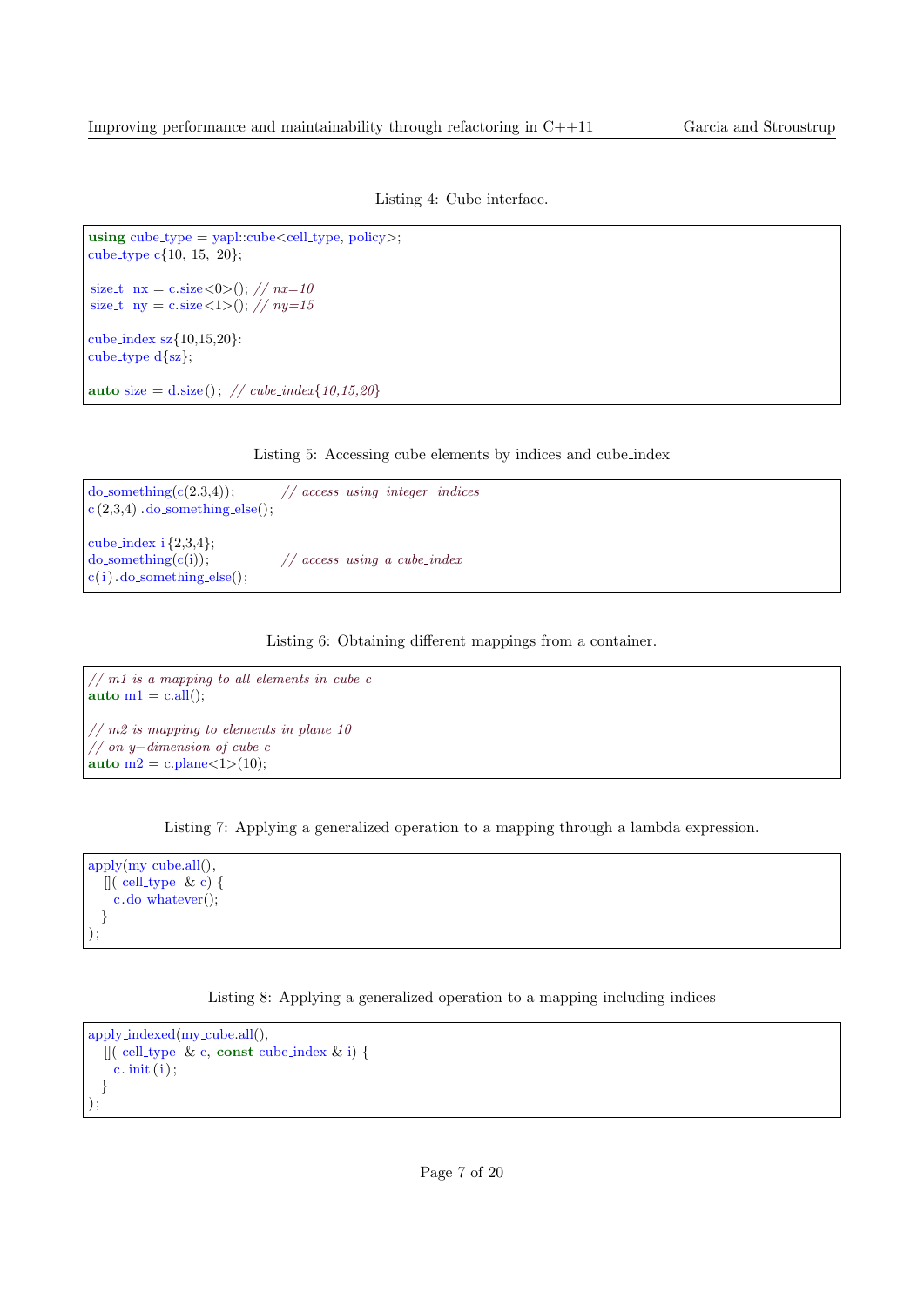Listing 4: Cube interface.

```
using cube_type = yapl::cube<cell_type, policy>;
cube_type c{10, 15, 20};

 size_t  nx = c.size<0>(); // nx=10
 size_t  ny = c.size<1>(); // ny=15

cube_index sz{10,15,20}:
cube_type d{sz};

auto size = d.size();  // cube_index{10,15,20}
```

Listing 5: Accessing cube elements by indices and cube_index

```
do_something(c(2,3,4));          // access using integer indices
c (2,3,4) .do_something_else();

cube_index i {2,3,4};
do_something(c(i));              // access using a cube_index
c(i).do_something_else();
```

Listing 6: Obtaining different mappings from a container.

```
// m1 is a mapping to all elements in cube c
auto m1 = c.all();

// m2 is mapping to elements in plane 10
// on y-dimension of cube c
auto m2 = c.plane<1>(10);
```

Listing 7: Applying a generalized operation to a mapping through a lambda expression.

```
apply(my_cube.all(),
   []( cell_type  & c) {
      c.do_whatever();
   }
);
```

Listing 8: Applying a generalized operation to a mapping including indices

```
apply_indexed(my_cube.all(),
   []( cell_type  & c, const cube_index & i) {
      c. init (i);
   }
);
```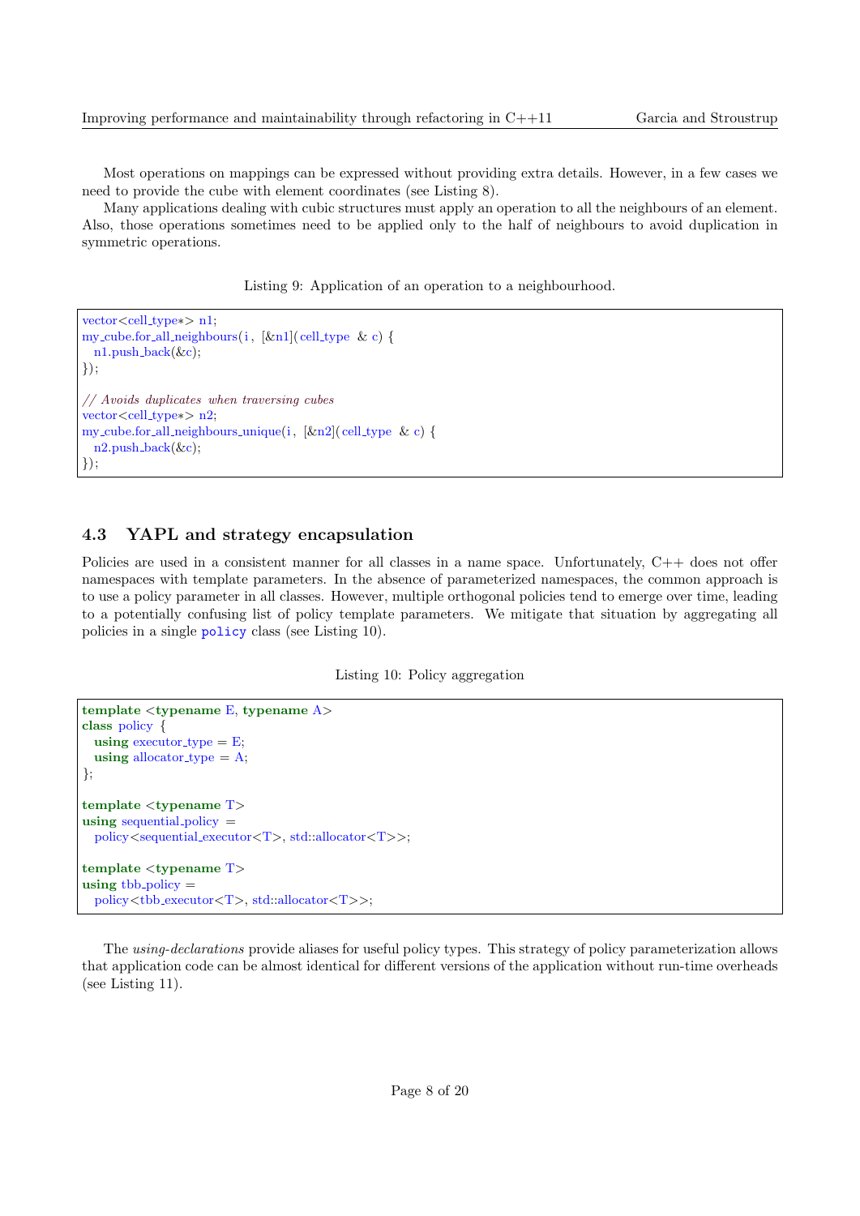Most operations on mappings can be expressed without providing extra details. However, in a few cases we need to provide the cube with element coordinates (see Listing 8).

Many applications dealing with cubic structures must apply an operation to all the neighbours of an element. Also, those operations sometimes need to be applied only to the half of neighbours to avoid duplication in symmetric operations.

Listing 9: Application of an operation to a neighbourhood.

```
vector<cell_type*> n1;
my_cube.for_all_neighbours(i, [&n1](cell_type & c) {
  n1.push_back(&c);
});

// Avoids duplicates when traversing cubes
vector<cell_type*> n2;
my_cube.for_all_neighbours_unique(i, [&n2](cell_type & c) {
  n2.push_back(&c);
});
```

### 4.3 YAPL and strategy encapsulation

Policies are used in a consistent manner for all classes in a name space. Unfortunately, C++ does not offer namespaces with template parameters. In the absence of parameterized namespaces, the common approach is to use a policy parameter in all classes. However, multiple orthogonal policies tend to emerge over time, leading to a potentially confusing list of policy template parameters. We mitigate that situation by aggregating all policies in a single `policy` class (see Listing 10).

Listing 10: Policy aggregation

```
template <typename E, typename A>
class policy {
  using executor_type = E;
  using allocator_type = A;
};

template <typename T>
using sequential_policy =
  policy<sequential_executor<T>, std::allocator<T>>;

template <typename T>
using tbb_policy =
  policy<tbb_executor<T>, std::allocator<T>>;
```

The *using-declarations* provide aliases for useful policy types. This strategy of policy parameterization allows that application code can be almost identical for different versions of the application without run-time overheads (see Listing 11).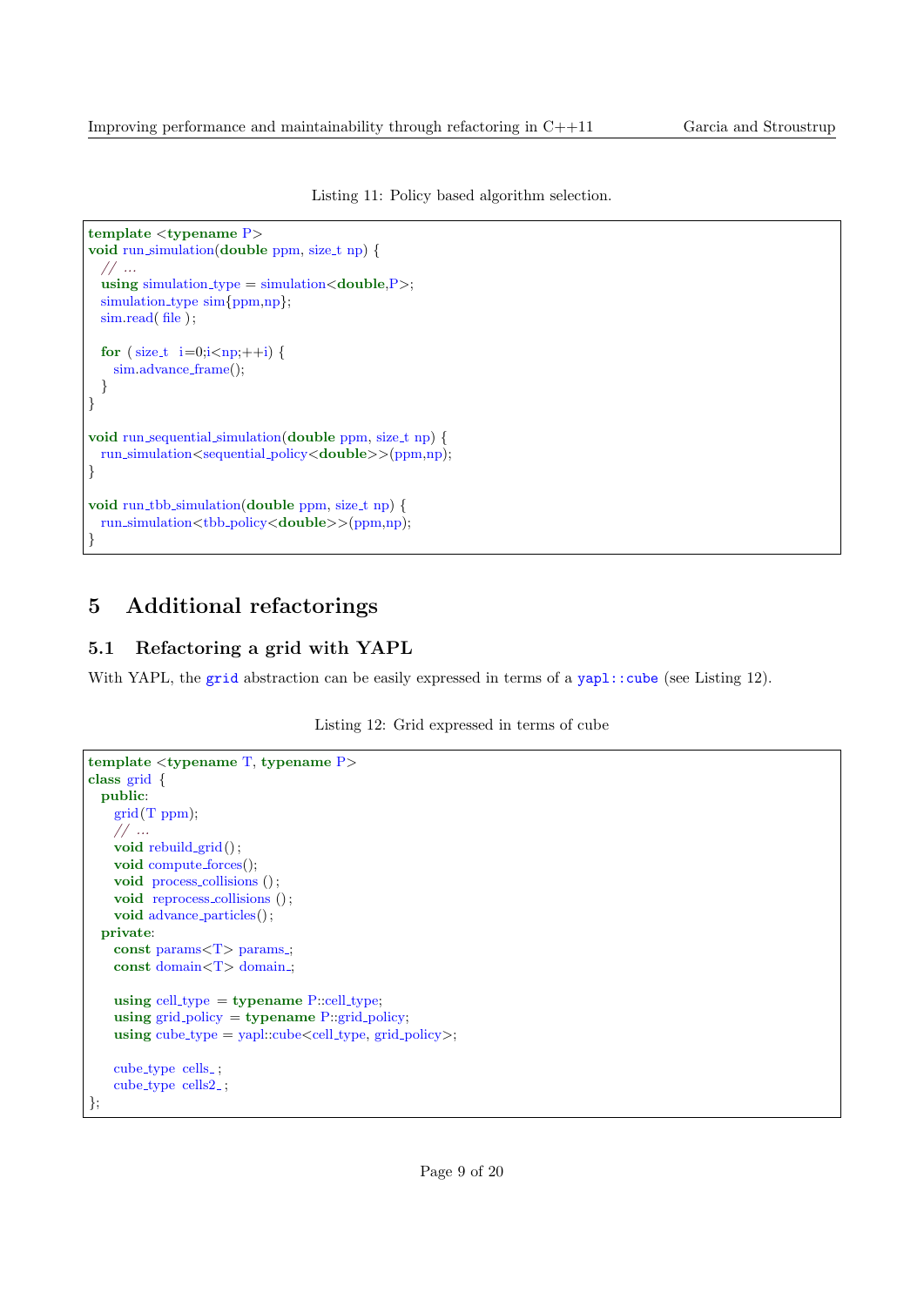Listing 11: Policy based algorithm selection.

```
template <typename P>
void run_simulation(double ppm, size_t np) {
  // ...
  using simulation_type = simulation<double,P>;
  simulation_type sim{ppm,np};
  sim.read( file );

  for ( size_t  i=0;i<np;++i) {
    sim.advance_frame();
  }
}

void run_sequential_simulation(double ppm, size_t np) {
  run_simulation<sequential_policy<double>>(ppm,np);
}

void run_tbb_simulation(double ppm, size_t np) {
  run_simulation<tbb_policy<double>>(ppm,np);
}
```

# 5 Additional refactorings

## 5.1 Refactoring a grid with YAPL

With YAPL, the `grid` abstraction can be easily expressed in terms of a `yapl::cube` (see Listing 12).

Listing 12: Grid expressed in terms of cube

```
template <typename T, typename P>
class grid {
  public:
    grid(T ppm);
    // ...
    void rebuild_grid();
    void compute_forces();
    void  process_collisions ();
    void  reprocess_collisions ();
    void advance_particles();
  private:
    const params<T> params_;
    const domain<T> domain_;

    using cell_type = typename P::cell_type;
    using grid_policy = typename P::grid_policy;
    using cube_type = yapl::cube<cell_type, grid_policy>;

    cube_type cells_;
    cube_type cells2_;
};
```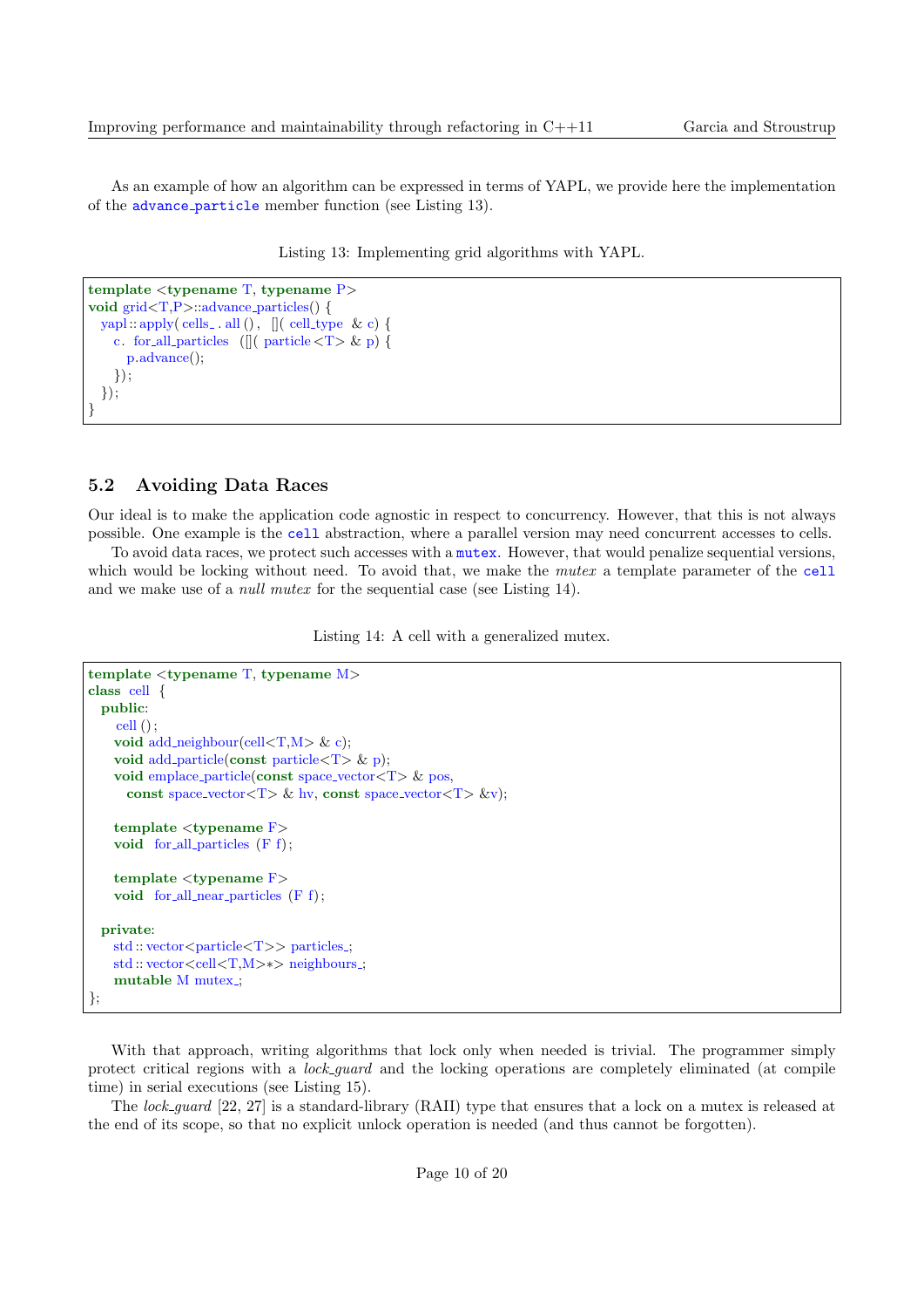As an example of how an algorithm can be expressed in terms of YAPL, we provide here the implementation of the `advance_particle` member function (see Listing 13).

Listing 13: Implementing grid algorithms with YAPL.

```
template <typename T, typename P>
void grid<T,P>::advance_particles() {
  yapl::apply( cells_.all(), []( cell_type & c) {
    c.for_all_particles ([]( particle<T> & p) {
      p.advance();
    });
  });
}
```

## 5.2 Avoiding Data Races

Our ideal is to make the application code agnostic in respect to concurrency. However, that this is not always possible. One example is the `cell` abstraction, where a parallel version may need concurrent accesses to cells.

To avoid data races, we protect such accesses with a `mutex`. However, that would penalize sequential versions, which would be locking without need. To avoid that, we make the *mutex* a template parameter of the `cell` and we make use of a *null mutex* for the sequential case (see Listing 14).

Listing 14: A cell with a generalized mutex.

```
template <typename T, typename M>
class cell {
  public:
    cell();
    void add_neighbour(cell<T,M> & c);
    void add_particle(const particle<T> & p);
    void emplace_particle(const space_vector<T> & pos,
      const space_vector<T> & hv, const space_vector<T> &v);

    template <typename F>
    void for_all_particles (F f);

    template <typename F>
    void for_all_near_particles (F f);

  private:
    std::vector<particle<T>> particles_;
    std::vector<cell<T,M>*> neighbours_;
    mutable M mutex_;
};
```

With that approach, writing algorithms that lock only when needed is trivial. The programmer simply protect critical regions with a *lock_guard* and the locking operations are completely eliminated (at compile time) in serial executions (see Listing 15).

The *lock_guard* [22, 27] is a standard-library (RAII) type that ensures that a lock on a mutex is released at the end of its scope, so that no explicit unlock operation is needed (and thus cannot be forgotten).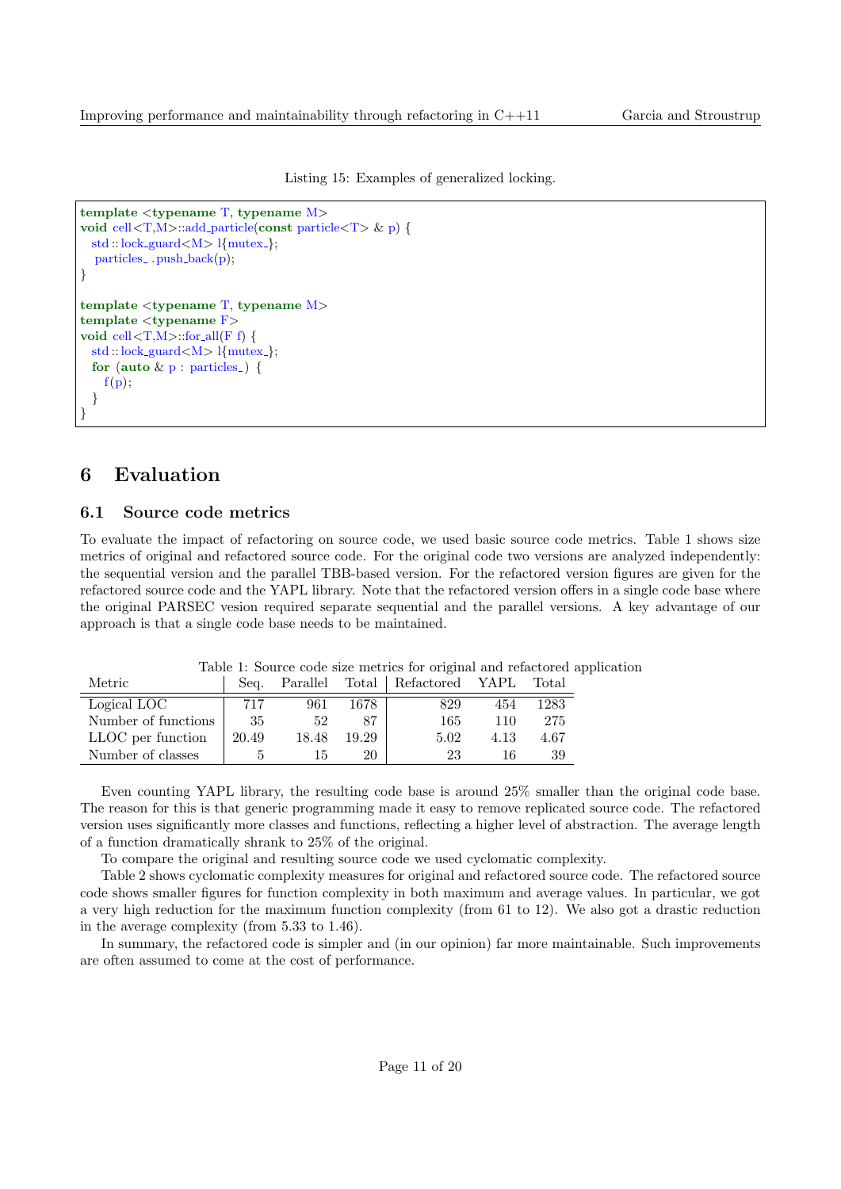Listing 15: Examples of generalized locking.

```
template <typename T, typename M>
void cell<T,M>::add_particle(const particle<T> & p) {
  std::lock_guard<M> l{mutex_};
  particles_.push_back(p);
}

template <typename T, typename M>
template <typename F>
void cell<T,M>::for_all(F f) {
  std::lock_guard<M> l{mutex_};
  for (auto & p : particles_) {
    f(p);
  }
}
```

## 6 Evaluation

### 6.1 Source code metrics

To evaluate the impact of refactoring on source code, we used basic source code metrics. Table 1 shows size metrics of original and refactored source code. For the original code two versions are analyzed independently: the sequential version and the parallel TBB-based version. For the refactored version figures are given for the refactored source code and the YAPL library. Note that the refactored version offers in a single code base where the original PARSEC vesion required separate sequential and the parallel versions. A key advantage of our approach is that a single code base needs to be maintained.

Table 1: Source code size metrics for original and refactored application

| Metric | Seq. | Parallel | Total | Refactored | YAPL | Total |
|---|---|---|---|---|---|---|
| Logical LOC | 717 | 961 | 1678 | 829 | 454 | 1283 |
| Number of functions | 35 | 52 | 87 | 165 | 110 | 275 |
| LLOC per function | 20.49 | 18.48 | 19.29 | 5.02 | 4.13 | 4.67 |
| Number of classes | 5 | 15 | 20 | 23 | 16 | 39 |

Even counting YAPL library, the resulting code base is around 25% smaller than the original code base. The reason for this is that generic programming made it easy to remove replicated source code. The refactored version uses significantly more classes and functions, reflecting a higher level of abstraction. The average length of a function dramatically shrank to 25% of the original.

To compare the original and resulting source code we used cyclomatic complexity.

Table 2 shows cyclomatic complexity measures for original and refactored source code. The refactored source code shows smaller figures for function complexity in both maximum and average values. In particular, we got a very high reduction for the maximum function complexity (from 61 to 12). We also got a drastic reduction in the average complexity (from 5.33 to 1.46).

In summary, the refactored code is simpler and (in our opinion) far more maintainable. Such improvements are often assumed to come at the cost of performance.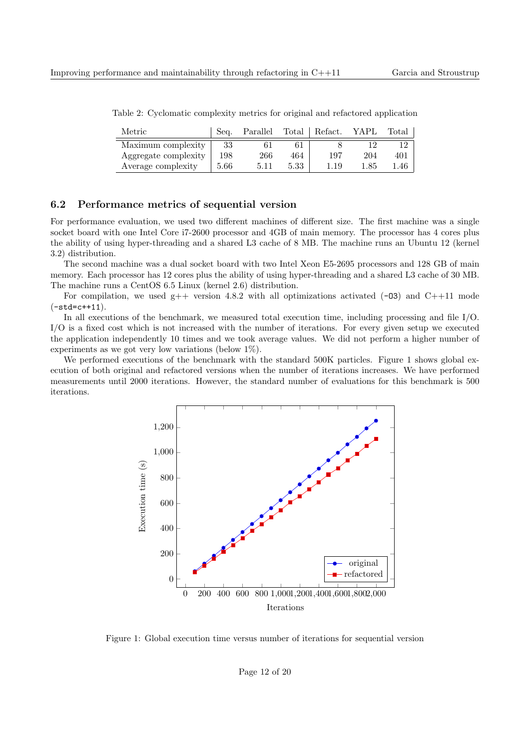Table 2: Cyclomatic complexity metrics for original and refactored application

| Metric | Seq. | Parallel | Total | Refact. | YAPL | Total |
|---|---|---|---|---|---|---|
| Maximum complexity | 33 | 61 | 61 | 8 | 12 | 12 |
| Aggregate complexity | 198 | 266 | 464 | 197 | 204 | 401 |
| Average complexity | 5.66 | 5.11 | 5.33 | 1.19 | 1.85 | 1.46 |

### 6.2 Performance metrics of sequential version

For performance evaluation, we used two different machines of different size. The first machine was a single socket board with one Intel Core i7-2600 processor and 4GB of main memory. The processor has 4 cores plus the ability of using hyper-threading and a shared L3 cache of 8 MB. The machine runs an Ubuntu 12 (kernel 3.2) distribution.

The second machine was a dual socket board with two Intel Xeon E5-2695 processors and 128 GB of main memory. Each processor has 12 cores plus the ability of using hyper-threading and a shared L3 cache of 30 MB. The machine runs a CentOS 6.5 Linux (kernel 2.6) distribution.

For compilation, we used g++ version 4.8.2 with all optimizations activated (`-O3`) and C++11 mode (`-std=c++11`).

In all executions of the benchmark, we measured total execution time, including processing and file I/O. I/O is a fixed cost which is not increased with the number of iterations. For every given setup we executed the application independently 10 times and we took average values. We did not perform a higher number of experiments as we got very low variations (below 1%).

We performed executions of the benchmark with the standard 500K particles. Figure 1 shows global execution of both original and refactored versions when the number of iterations increases. We have performed measurements until 2000 iterations. However, the standard number of evaluations for this benchmark is 500 iterations.

Figure 1: Global execution time versus number of iterations for sequential version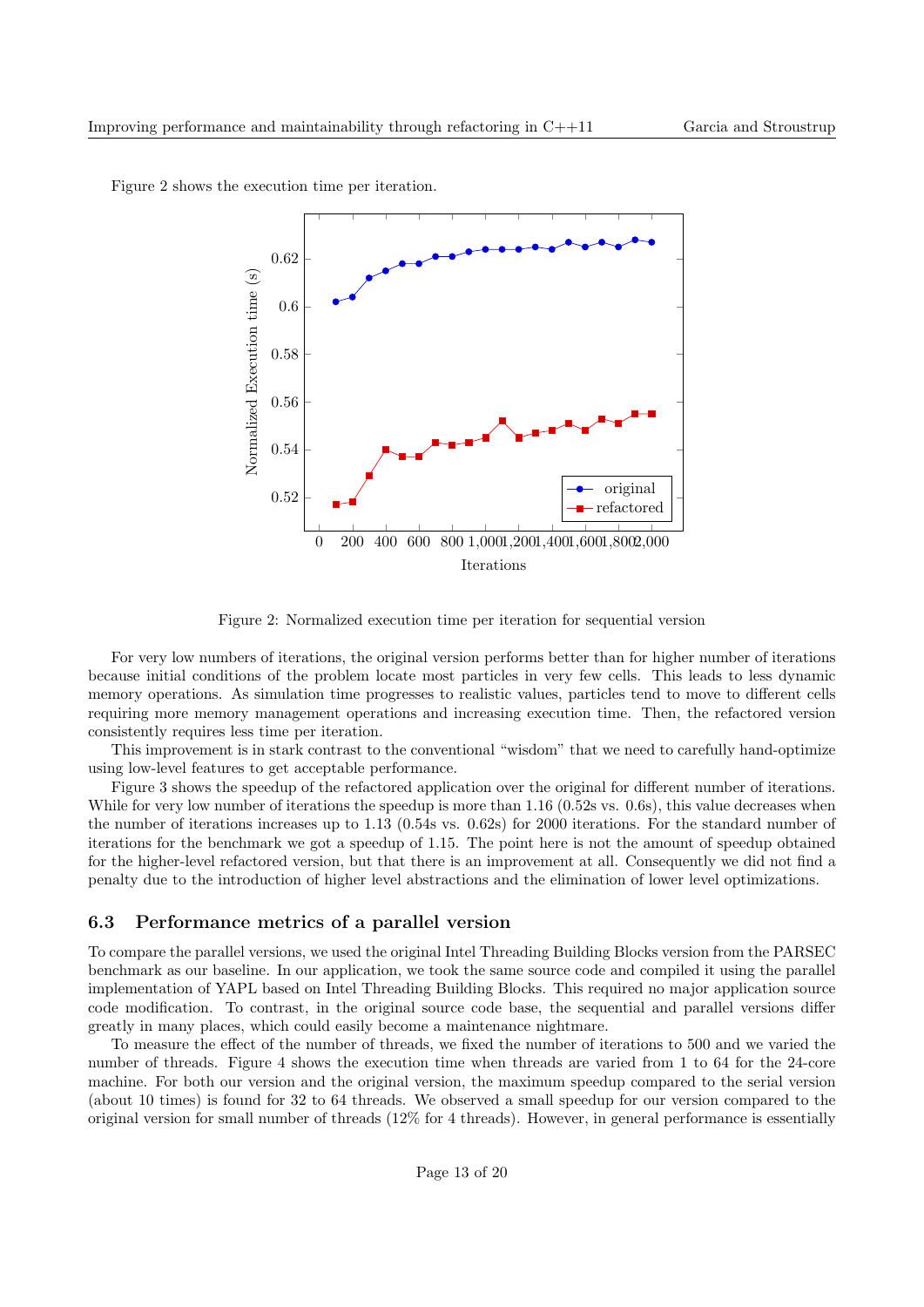Figure 2 shows the execution time per iteration.

Figure 2: Normalized execution time per iteration for sequential version

For very low numbers of iterations, the original version performs better than for higher number of iterations because initial conditions of the problem locate most particles in very few cells. This leads to less dynamic memory operations. As simulation time progresses to realistic values, particles tend to move to different cells requiring more memory management operations and increasing execution time. Then, the refactored version consistently requires less time per iteration.

This improvement is in stark contrast to the conventional “wisdom” that we need to carefully hand-optimize using low-level features to get acceptable performance.

Figure 3 shows the speedup of the refactored application over the original for different number of iterations. While for very low number of iterations the speedup is more than 1.16 (0.52s vs. 0.6s), this value decreases when the number of iterations increases up to 1.13 (0.54s vs. 0.62s) for 2000 iterations. For the standard number of iterations for the benchmark we got a speedup of 1.15. The point here is not the amount of speedup obtained for the higher-level refactored version, but that there is an improvement at all. Consequently we did not find a penalty due to the introduction of higher level abstractions and the elimination of lower level optimizations.

### 6.3 Performance metrics of a parallel version

To compare the parallel versions, we used the original Intel Threading Building Blocks version from the PARSEC benchmark as our baseline. In our application, we took the same source code and compiled it using the parallel implementation of YAPL based on Intel Threading Building Blocks. This required no major application source code modification. To contrast, in the original source code base, the sequential and parallel versions differ greatly in many places, which could easily become a maintenance nightmare.

To measure the effect of the number of threads, we fixed the number of iterations to 500 and we varied the number of threads. Figure 4 shows the execution time when threads are varied from 1 to 64 for the 24-core machine. For both our version and the original version, the maximum speedup compared to the serial version (about 10 times) is found for 32 to 64 threads. We observed a small speedup for our version compared to the original version for small number of threads (12% for 4 threads). However, in general performance is essentially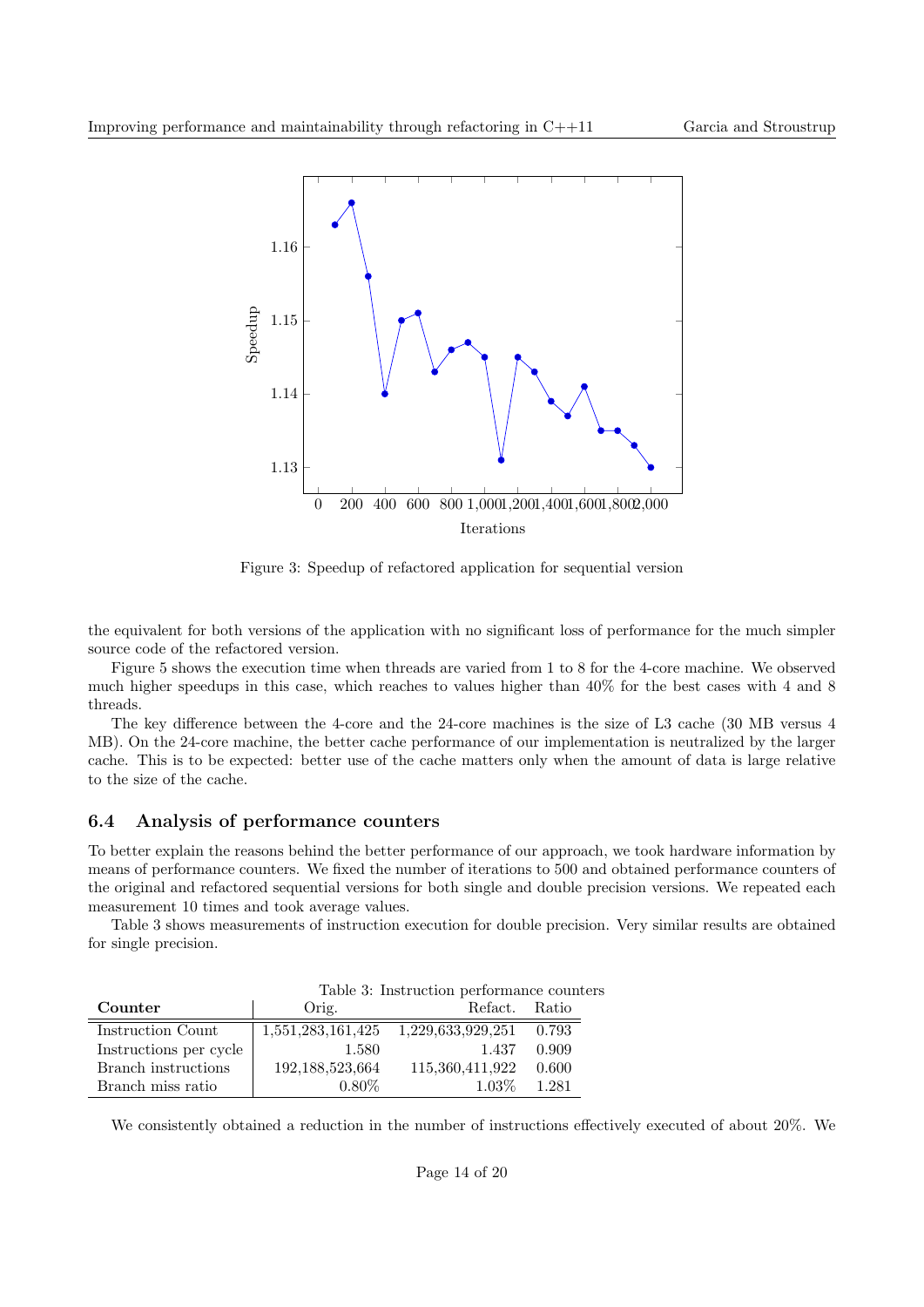Figure 3: Speedup of refactored application for sequential version

the equivalent for both versions of the application with no significant loss of performance for the much simpler source code of the refactored version.

Figure 5 shows the execution time when threads are varied from 1 to 8 for the 4-core machine. We observed much higher speedups in this case, which reaches to values higher than 40% for the best cases with 4 and 8 threads.

The key difference between the 4-core and the 24-core machines is the size of L3 cache (30 MB versus 4 MB). On the 24-core machine, the better cache performance of our implementation is neutralized by the larger cache. This is to be expected: better use of the cache matters only when the amount of data is large relative to the size of the cache.

### 6.4 Analysis of performance counters

To better explain the reasons behind the better performance of our approach, we took hardware information by means of performance counters. We fixed the number of iterations to 500 and obtained performance counters of the original and refactored sequential versions for both single and double precision versions. We repeated each measurement 10 times and took average values.

Table 3 shows measurements of instruction execution for double precision. Very similar results are obtained for single precision.

Table 3: Instruction performance counters

| Counter | Orig. | Refact. | Ratio |
|---|---|---|---|
| Instruction Count | 1,551,283,161,425 | 1,229,633,929,251 | 0.793 |
| Instructions per cycle | 1.580 | 1.437 | 0.909 |
| Branch instructions | 192,188,523,664 | 115,360,411,922 | 0.600 |
| Branch miss ratio | 0.80% | 1.03% | 1.281 |

We consistently obtained a reduction in the number of instructions effectively executed of about 20%. We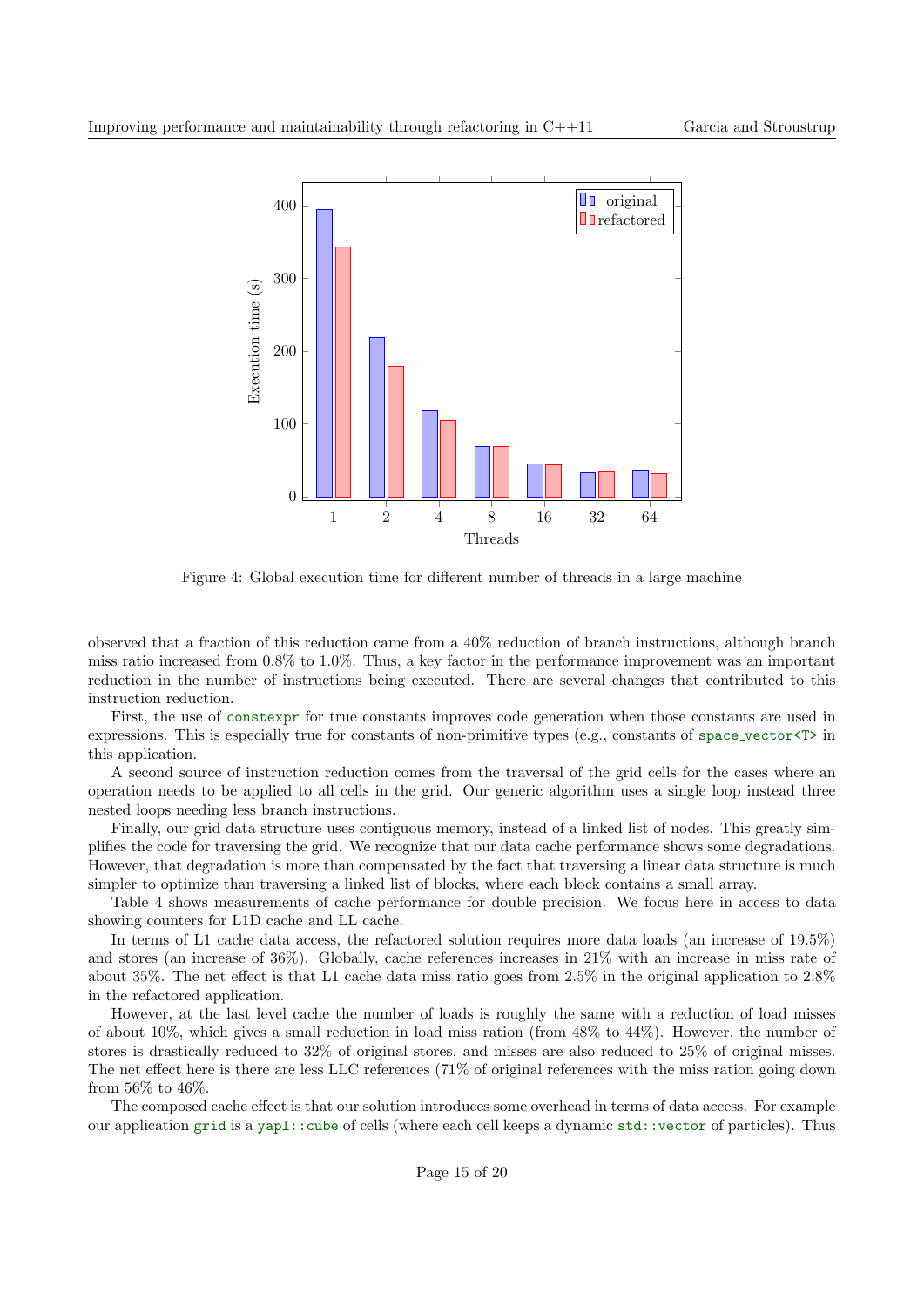Figure 4: Global execution time for different number of threads in a large machine

observed that a fraction of this reduction came from a 40% reduction of branch instructions, although branch miss ratio increased from 0.8% to 1.0%. Thus, a key factor in the performance improvement was an important reduction in the number of instructions being executed. There are several changes that contributed to this instruction reduction.

First, the use of `constexpr` for true constants improves code generation when those constants are used in expressions. This is especially true for constants of non-primitive types (e.g., constants of `space_vector<T>` in this application.

A second source of instruction reduction comes from the traversal of the grid cells for the cases where an operation needs to be applied to all cells in the grid. Our generic algorithm uses a single loop instead three nested loops needing less branch instructions.

Finally, our grid data structure uses contiguous memory, instead of a linked list of nodes. This greatly simplifies the code for traversing the grid. We recognize that our data cache performance shows some degradations. However, that degradation is more than compensated by the fact that traversing a linear data structure is much simpler to optimize than traversing a linked list of blocks, where each block contains a small array.

Table 4 shows measurements of cache performance for double precision. We focus here in access to data showing counters for L1D cache and LL cache.

In terms of L1 cache data access, the refactored solution requires more data loads (an increase of 19.5%) and stores (an increase of 36%). Globally, cache references increases in 21% with an increase in miss rate of about 35%. The net effect is that L1 cache data miss ratio goes from 2.5% in the original application to 2.8% in the refactored application.

However, at the last level cache the number of loads is roughly the same with a reduction of load misses of about 10%, which gives a small reduction in load miss ration (from 48% to 44%). However, the number of stores is drastically reduced to 32% of original stores, and misses are also reduced to 25% of original misses. The net effect here is there are less LLC references (71% of original references with the miss ration going down from 56% to 46%.

The composed cache effect is that our solution introduces some overhead in terms of data access. For example our application `grid` is a `yapl::cube` of cells (where each cell keeps a dynamic `std::vector` of particles). Thus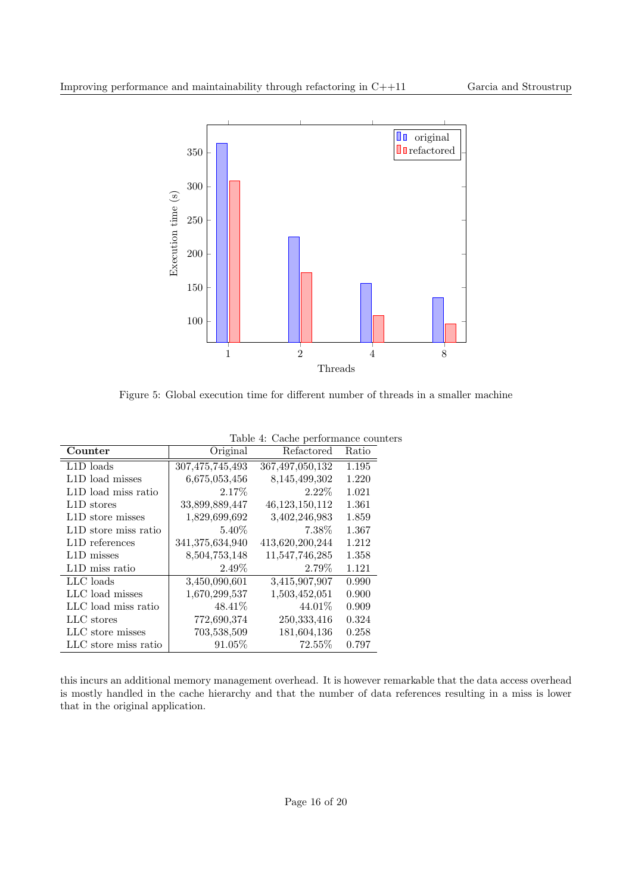Figure 5: Global execution time for different number of threads in a smaller machine

Table 4: Cache performance counters

| **Counter** | Original | Refactored | Ratio |
|---|---|---|---|
| L1D loads | 307,475,745,493 | 367,497,050,132 | 1.195 |
| L1D load misses | 6,675,053,456 | 8,145,499,302 | 1.220 |
| L1D load miss ratio | 2.17% | 2.22% | 1.021 |
| L1D stores | 33,899,889,447 | 46,123,150,112 | 1.361 |
| L1D store misses | 1,829,699,692 | 3,402,246,983 | 1.859 |
| L1D store miss ratio | 5.40% | 7.38% | 1.367 |
| L1D references | 341,375,634,940 | 413,620,200,244 | 1.212 |
| L1D misses | 8,504,753,148 | 11,547,746,285 | 1.358 |
| L1D miss ratio | 2.49% | 2.79% | 1.121 |
| LLC loads | 3,450,090,601 | 3,415,907,907 | 0.990 |
| LLC load misses | 1,670,299,537 | 1,503,452,051 | 0.900 |
| LLC load miss ratio | 48.41% | 44.01% | 0.909 |
| LLC stores | 772,690,374 | 250,333,416 | 0.324 |
| LLC store misses | 703,538,509 | 181,604,136 | 0.258 |
| LLC store miss ratio | 91.05% | 72.55% | 0.797 |

this incurs an additional memory management overhead. It is however remarkable that the data access overhead is mostly handled in the cache hierarchy and that the number of data references resulting in a miss is lower that in the original application.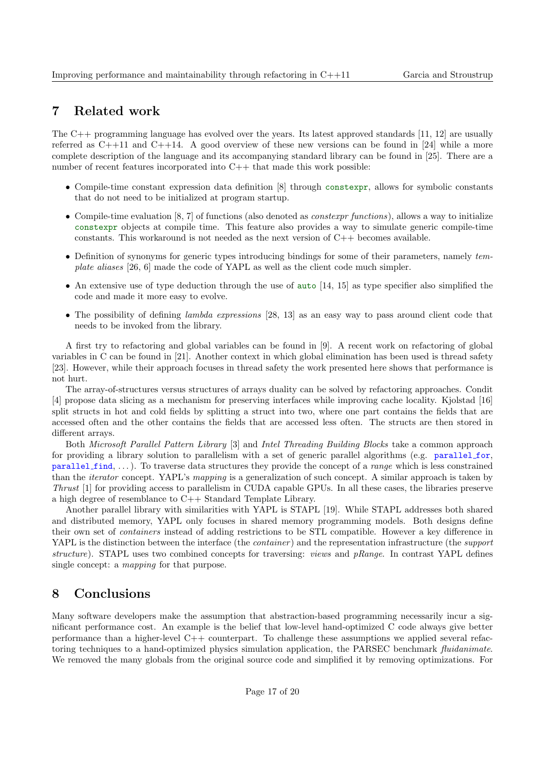## 7 Related work

The C++ programming language has evolved over the years. Its latest approved standards [11, 12] are usually referred as C++11 and C++14. A good overview of these new versions can be found in [24] while a more complete description of the language and its accompanying standard library can be found in [25]. There are a number of recent features incorporated into C++ that made this work possible:

- Compile-time constant expression data definition [8] through `constexpr`, allows for symbolic constants that do not need to be initialized at program startup.
- Compile-time evaluation [8, 7] of functions (also denoted as *constexpr functions*), allows a way to initialize `constexpr` objects at compile time. This feature also provides a way to simulate generic compile-time constants. This workaround is not needed as the next version of C++ becomes available.
- Definition of synonyms for generic types introducing bindings for some of their parameters, namely *template aliases* [26, 6] made the code of YAPL as well as the client code much simpler.
- An extensive use of type deduction through the use of `auto` [14, 15] as type specifier also simplified the code and made it more easy to evolve.
- The possibility of defining *lambda expressions* [28, 13] as an easy way to pass around client code that needs to be invoked from the library.

A first try to refactoring and global variables can be found in [9]. A recent work on refactoring of global variables in C can be found in [21]. Another context in which global elimination has been used is thread safety [23]. However, while their approach focuses in thread safety the work presented here shows that performance is not hurt.

The array-of-structures versus structures of arrays duality can be solved by refactoring approaches. Condit [4] propose data slicing as a mechanism for preserving interfaces while improving cache locality. Kjolstad [16] split structs in hot and cold fields by splitting a struct into two, where one part contains the fields that are accessed often and the other contains the fields that are accessed less often. The structs are then stored in different arrays.

Both *Microsoft Parallel Pattern Library* [3] and *Intel Threading Building Blocks* take a common approach for providing a library solution to parallelism with a set of generic parallel algorithms (e.g. `parallel_for`, `parallel_find`, ...). To traverse data structures they provide the concept of a *range* which is less constrained than the *iterator* concept. YAPL's *mapping* is a generalization of such concept. A similar approach is taken by *Thrust* [1] for providing access to parallelism in CUDA capable GPUs. In all these cases, the libraries preserve a high degree of resemblance to C++ Standard Template Library.

Another parallel library with similarities with YAPL is STAPL [19]. While STAPL addresses both shared and distributed memory, YAPL only focuses in shared memory programming models. Both designs define their own set of *containers* instead of adding restrictions to be STL compatible. However a key difference in YAPL is the distinction between the interface (the *container*) and the representation infrastructure (the *support structure*). STAPL uses two combined concepts for traversing: *views* and *pRange*. In contrast YAPL defines single concept: a *mapping* for that purpose.

## 8 Conclusions

Many software developers make the assumption that abstraction-based programming necessarily incur a significant performance cost. An example is the belief that low-level hand-optimized C code always give better performance than a higher-level C++ counterpart. To challenge these assumptions we applied several refactoring techniques to a hand-optimized physics simulation application, the PARSEC benchmark *fluidanimate*. We removed the many globals from the original source code and simplified it by removing optimizations. For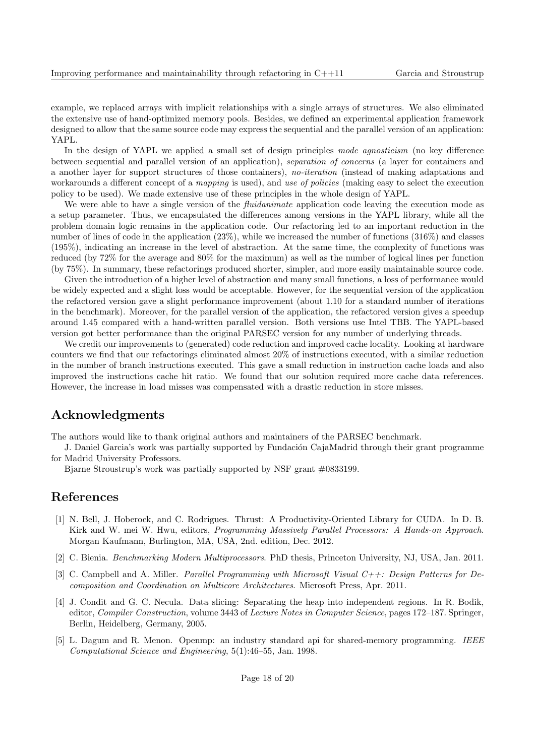example, we replaced arrays with implicit relationships with a single arrays of structures. We also eliminated the extensive use of hand-optimized memory pools. Besides, we defined an experimental application framework designed to allow that the same source code may express the sequential and the parallel version of an application: YAPL.

In the design of YAPL we applied a small set of design principles *mode agnosticism* (no key difference between sequential and parallel version of an application), *separation of concerns* (a layer for containers and a another layer for support structures of those containers), *no-iteration* (instead of making adaptations and workarounds a different concept of a *mapping* is used), and *use of policies* (making easy to select the execution policy to be used). We made extensive use of these principles in the whole design of YAPL.

We were able to have a single version of the *fluidanimate* application code leaving the execution mode as a setup parameter. Thus, we encapsulated the differences among versions in the YAPL library, while all the problem domain logic remains in the application code. Our refactoring led to an important reduction in the number of lines of code in the application (23%), while we increased the number of functions (316%) and classes (195%), indicating an increase in the level of abstraction. At the same time, the complexity of functions was reduced (by 72% for the average and 80% for the maximum) as well as the number of logical lines per function (by 75%). In summary, these refactorings produced shorter, simpler, and more easily maintainable source code.

Given the introduction of a higher level of abstraction and many small functions, a loss of performance would be widely expected and a slight loss would be acceptable. However, for the sequential version of the application the refactored version gave a slight performance improvement (about 1.10 for a standard number of iterations in the benchmark). Moreover, for the parallel version of the application, the refactored version gives a speedup around 1.45 compared with a hand-written parallel version. Both versions use Intel TBB. The YAPL-based version got better performance than the original PARSEC version for any number of underlying threads.

We credit our improvements to (generated) code reduction and improved cache locality. Looking at hardware counters we find that our refactorings eliminated almost 20% of instructions executed, with a similar reduction in the number of branch instructions executed. This gave a small reduction in instruction cache loads and also improved the instructions cache hit ratio. We found that our solution required more cache data references. However, the increase in load misses was compensated with a drastic reduction in store misses.

## Acknowledgments

The authors would like to thank original authors and maintainers of the PARSEC benchmark.

J. Daniel Garcia's work was partially supported by Fundación CajaMadrid through their grant programme for Madrid University Professors.

Bjarne Stroustrup's work was partially supported by NSF grant #0833199.

## References

[1] N. Bell, J. Hoberock, and C. Rodrigues. Thrust: A Productivity-Oriented Library for CUDA. In D. B. Kirk and W. mei W. Hwu, editors, *Programming Massively Parallel Processors: A Hands-on Approach*. Morgan Kaufmann, Burlington, MA, USA, 2nd. edition, Dec. 2012.

[2] C. Bienia. *Benchmarking Modern Multiprocessors*. PhD thesis, Princeton University, NJ, USA, Jan. 2011.

[3] C. Campbell and A. Miller. *Parallel Programming with Microsoft Visual C++: Design Patterns for Decomposition and Coordination on Multicore Architectures*. Microsoft Press, Apr. 2011.

[4] J. Condit and G. C. Necula. Data slicing: Separating the heap into independent regions. In R. Bodik, editor, *Compiler Construction*, volume 3443 of *Lecture Notes in Computer Science*, pages 172–187. Springer, Berlin, Heidelberg, Germany, 2005.

[5] L. Dagum and R. Menon. Openmp: an industry standard api for shared-memory programming. *IEEE Computational Science and Engineering*, 5(1):46–55, Jan. 1998.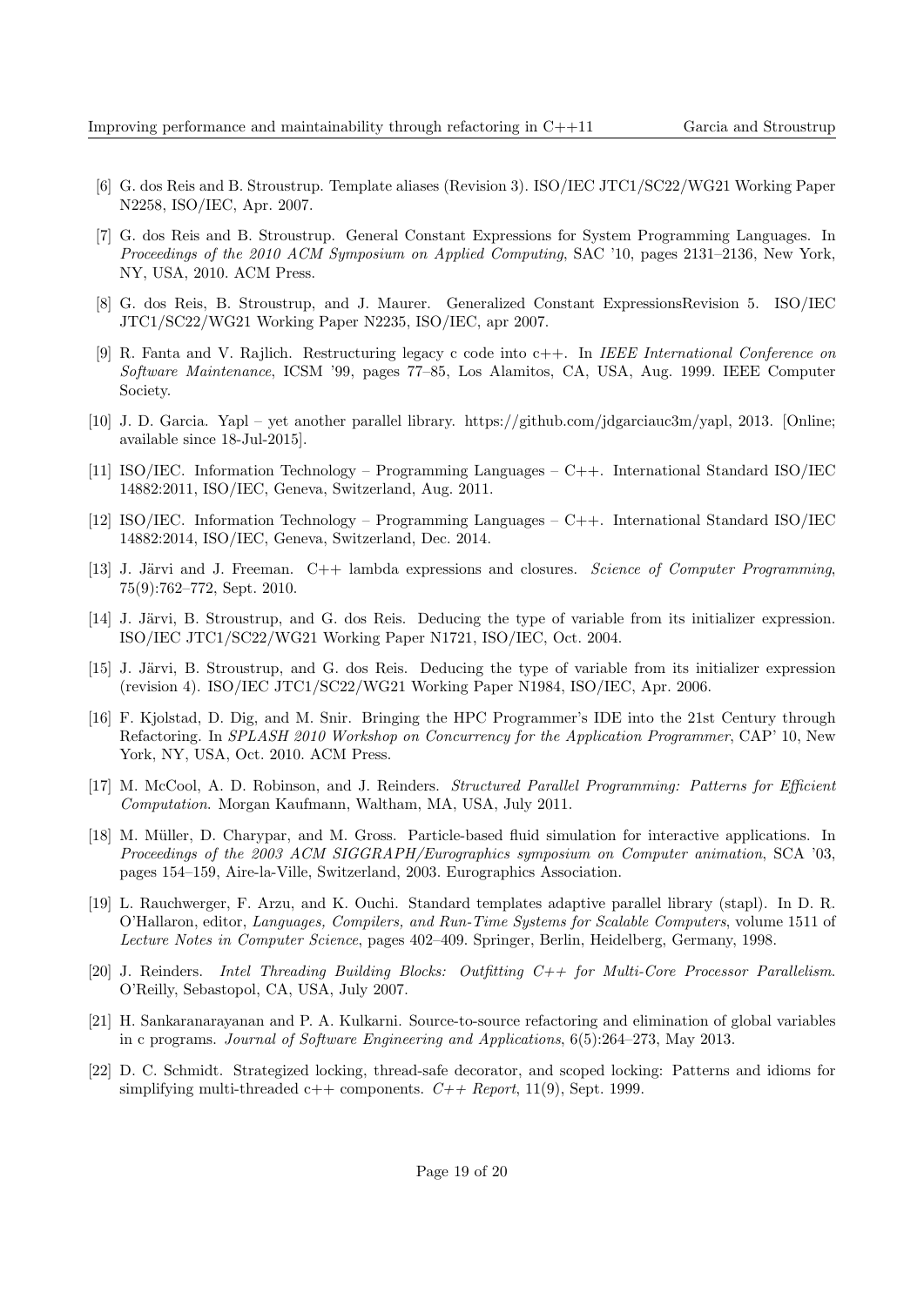[6] G. dos Reis and B. Stroustrup. Template aliases (Revision 3). ISO/IEC JTC1/SC22/WG21 Working Paper N2258, ISO/IEC, Apr. 2007.

[7] G. dos Reis and B. Stroustrup. General Constant Expressions for System Programming Languages. In *Proceedings of the 2010 ACM Symposium on Applied Computing*, SAC '10, pages 2131–2136, New York, NY, USA, 2010. ACM Press.

[8] G. dos Reis, B. Stroustrup, and J. Maurer. Generalized Constant ExpressionsRevision 5. ISO/IEC JTC1/SC22/WG21 Working Paper N2235, ISO/IEC, apr 2007.

[9] R. Fanta and V. Rajlich. Restructuring legacy c code into c++. In *IEEE International Conference on Software Maintenance*, ICSM '99, pages 77–85, Los Alamitos, CA, USA, Aug. 1999. IEEE Computer Society.

[10] J. D. Garcia. Yapl – yet another parallel library. https://github.com/jdgarciauc3m/yapl, 2013. [Online; available since 18-Jul-2015].

[11] ISO/IEC. Information Technology – Programming Languages – C++. International Standard ISO/IEC 14882:2011, ISO/IEC, Geneva, Switzerland, Aug. 2011.

[12] ISO/IEC. Information Technology – Programming Languages – C++. International Standard ISO/IEC 14882:2014, ISO/IEC, Geneva, Switzerland, Dec. 2014.

[13] J. Järvi and J. Freeman. C++ lambda expressions and closures. *Science of Computer Programming*, 75(9):762–772, Sept. 2010.

[14] J. Järvi, B. Stroustrup, and G. dos Reis. Deducing the type of variable from its initializer expression. ISO/IEC JTC1/SC22/WG21 Working Paper N1721, ISO/IEC, Oct. 2004.

[15] J. Järvi, B. Stroustrup, and G. dos Reis. Deducing the type of variable from its initializer expression (revision 4). ISO/IEC JTC1/SC22/WG21 Working Paper N1984, ISO/IEC, Apr. 2006.

[16] F. Kjolstad, D. Dig, and M. Snir. Bringing the HPC Programmer's IDE into the 21st Century through Refactoring. In *SPLASH 2010 Workshop on Concurrency for the Application Programmer*, CAP' 10, New York, NY, USA, Oct. 2010. ACM Press.

[17] M. McCool, A. D. Robinson, and J. Reinders. *Structured Parallel Programming: Patterns for Efficient Computation*. Morgan Kaufmann, Waltham, MA, USA, July 2011.

[18] M. Müller, D. Charypar, and M. Gross. Particle-based fluid simulation for interactive applications. In *Proceedings of the 2003 ACM SIGGRAPH/Eurographics symposium on Computer animation*, SCA '03, pages 154–159, Aire-la-Ville, Switzerland, 2003. Eurographics Association.

[19] L. Rauchwerger, F. Arzu, and K. Ouchi. Standard templates adaptive parallel library (stapl). In D. R. O'Hallaron, editor, *Languages, Compilers, and Run-Time Systems for Scalable Computers*, volume 1511 of *Lecture Notes in Computer Science*, pages 402–409. Springer, Berlin, Heidelberg, Germany, 1998.

[20] J. Reinders. *Intel Threading Building Blocks: Outfitting C++ for Multi-Core Processor Parallelism*. O'Reilly, Sebastopol, CA, USA, July 2007.

[21] H. Sankaranarayanan and P. A. Kulkarni. Source-to-source refactoring and elimination of global variables in c programs. *Journal of Software Engineering and Applications*, 6(5):264–273, May 2013.

[22] D. C. Schmidt. Strategized locking, thread-safe decorator, and scoped locking: Patterns and idioms for simplifying multi-threaded c++ components. *C++ Report*, 11(9), Sept. 1999.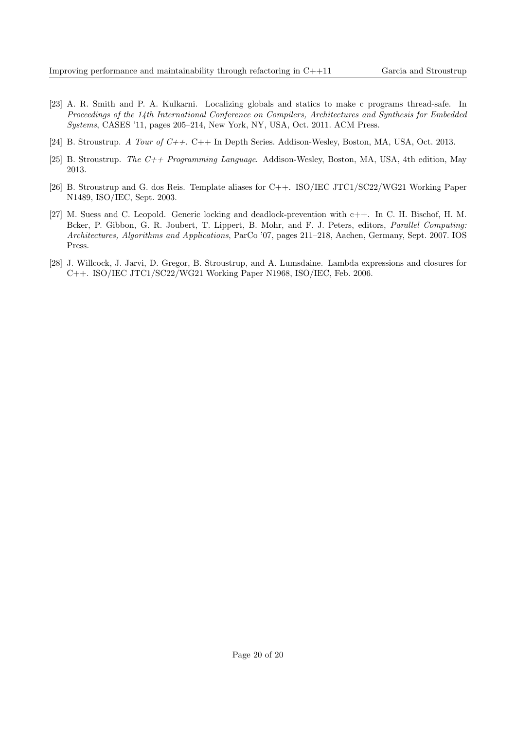[23] A. R. Smith and P. A. Kulkarni. Localizing globals and statics to make c programs thread-safe. In *Proceedings of the 14th International Conference on Compilers, Architectures and Synthesis for Embedded Systems*, CASES '11, pages 205–214, New York, NY, USA, Oct. 2011. ACM Press.

[24] B. Stroustrup. *A Tour of C++*. C++ In Depth Series. Addison-Wesley, Boston, MA, USA, Oct. 2013.

[25] B. Stroustrup. *The C++ Programming Language*. Addison-Wesley, Boston, MA, USA, 4th edition, May 2013.

[26] B. Stroustrup and G. dos Reis. Template aliases for C++. ISO/IEC JTC1/SC22/WG21 Working Paper N1489, ISO/IEC, Sept. 2003.

[27] M. Suess and C. Leopold. Generic locking and deadlock-prevention with c++. In C. H. Bischof, H. M. Bcker, P. Gibbon, G. R. Joubert, T. Lippert, B. Mohr, and F. J. Peters, editors, *Parallel Computing: Architectures, Algorithms and Applications*, ParCo '07, pages 211–218, Aachen, Germany, Sept. 2007. IOS Press.

[28] J. Willcock, J. Jarvi, D. Gregor, B. Stroustrup, and A. Lumsdaine. Lambda expressions and closures for C++. ISO/IEC JTC1/SC22/WG21 Working Paper N1968, ISO/IEC, Feb. 2006.